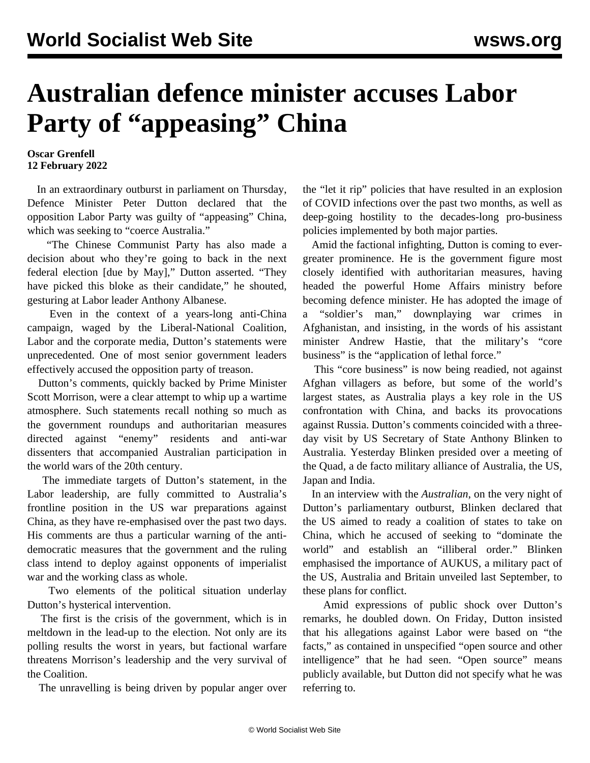# Australian defence minister accuses Labor Party of "appeasing" China

**Oscar Grenfell**
**12 February 2022**

In an extraordinary outburst in parliament on Thursday, Defence Minister Peter Dutton declared that the opposition Labor Party was guilty of "appeasing" China, which was seeking to "coerce Australia."

"The Chinese Communist Party has also made a decision about who they're going to back in the next federal election [due by May]," Dutton asserted. "They have picked this bloke as their candidate," he shouted, gesturing at Labor leader Anthony Albanese.

Even in the context of a years-long anti-China campaign, waged by the Liberal-National Coalition, Labor and the corporate media, Dutton's statements were unprecedented. One of most senior government leaders effectively accused the opposition party of treason.

Dutton's comments, quickly backed by Prime Minister Scott Morrison, were a clear attempt to whip up a wartime atmosphere. Such statements recall nothing so much as the government roundups and authoritarian measures directed against "enemy" residents and anti-war dissenters that accompanied Australian participation in the world wars of the 20th century.

The immediate targets of Dutton's statement, in the Labor leadership, are fully committed to Australia's frontline position in the US war preparations against China, as they have re-emphasised over the past two days. His comments are thus a particular warning of the anti-democratic measures that the government and the ruling class intend to deploy against opponents of imperialist war and the working class as whole.

Two elements of the political situation underlay Dutton's hysterical intervention.

The first is the crisis of the government, which is in meltdown in the lead-up to the election. Not only are its polling results the worst in years, but factional warfare threatens Morrison's leadership and the very survival of the Coalition.

The unravelling is being driven by popular anger over the "let it rip" policies that have resulted in an explosion of COVID infections over the past two months, as well as deep-going hostility to the decades-long pro-business policies implemented by both major parties.

Amid the factional infighting, Dutton is coming to ever-greater prominence. He is the government figure most closely identified with authoritarian measures, having headed the powerful Home Affairs ministry before becoming defence minister. He has adopted the image of a "soldier's man," downplaying war crimes in Afghanistan, and insisting, in the words of his assistant minister Andrew Hastie, that the military's "core business" is the "application of lethal force."

This "core business" is now being readied, not against Afghan villagers as before, but some of the world's largest states, as Australia plays a key role in the US confrontation with China, and backs its provocations against Russia. Dutton's comments coincided with a three-day visit by US Secretary of State Anthony Blinken to Australia. Yesterday Blinken presided over a meeting of the Quad, a de facto military alliance of Australia, the US, Japan and India.

In an interview with the *Australian*, on the very night of Dutton's parliamentary outburst, Blinken declared that the US aimed to ready a coalition of states to take on China, which he accused of seeking to "dominate the world" and establish an "illiberal order." Blinken emphasised the importance of AUKUS, a military pact of the US, Australia and Britain unveiled last September, to these plans for conflict.

Amid expressions of public shock over Dutton's remarks, he doubled down. On Friday, Dutton insisted that his allegations against Labor were based on "the facts," as contained in unspecified "open source and other intelligence" that he had seen. "Open source" means publicly available, but Dutton did not specify what he was referring to.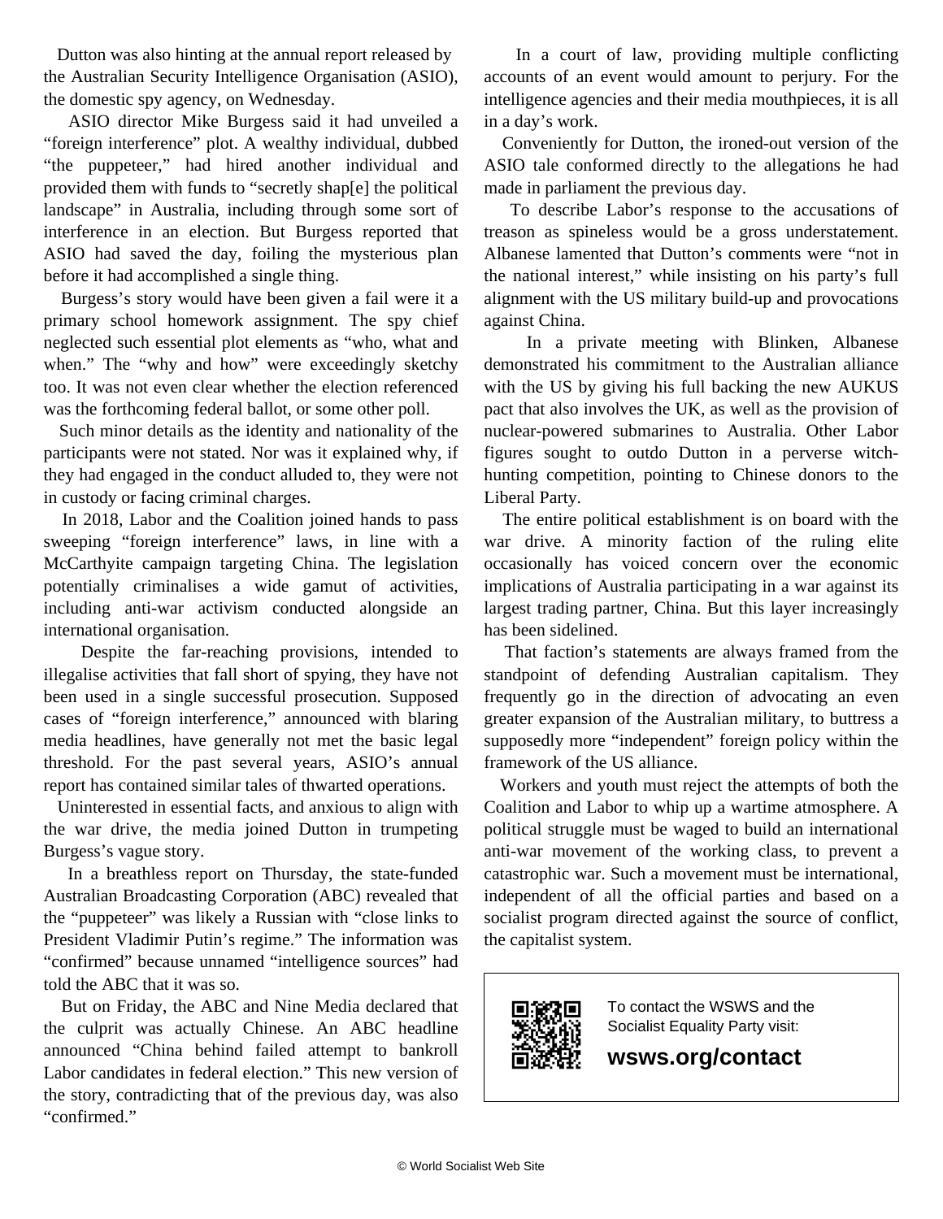Dutton was also hinting at the annual report released by the Australian Security Intelligence Organisation (ASIO), the domestic spy agency, on Wednesday.

ASIO director Mike Burgess said it had unveiled a "foreign interference" plot. A wealthy individual, dubbed "the puppeteer," had hired another individual and provided them with funds to "secretly shap[e] the political landscape" in Australia, including through some sort of interference in an election. But Burgess reported that ASIO had saved the day, foiling the mysterious plan before it had accomplished a single thing.

Burgess's story would have been given a fail were it a primary school homework assignment. The spy chief neglected such essential plot elements as "who, what and when." The "why and how" were exceedingly sketchy too. It was not even clear whether the election referenced was the forthcoming federal ballot, or some other poll.

Such minor details as the identity and nationality of the participants were not stated. Nor was it explained why, if they had engaged in the conduct alluded to, they were not in custody or facing criminal charges.

In 2018, Labor and the Coalition joined hands to pass sweeping "foreign interference" laws, in line with a McCarthyite campaign targeting China. The legislation potentially criminalises a wide gamut of activities, including anti-war activism conducted alongside an international organisation.

Despite the far-reaching provisions, intended to illegalise activities that fall short of spying, they have not been used in a single successful prosecution. Supposed cases of "foreign interference," announced with blaring media headlines, have generally not met the basic legal threshold. For the past several years, ASIO's annual report has contained similar tales of thwarted operations.

Uninterested in essential facts, and anxious to align with the war drive, the media joined Dutton in trumpeting Burgess's vague story.

In a breathless report on Thursday, the state-funded Australian Broadcasting Corporation (ABC) revealed that the "puppeteer" was likely a Russian with "close links to President Vladimir Putin's regime." The information was "confirmed" because unnamed "intelligence sources" had told the ABC that it was so.

But on Friday, the ABC and Nine Media declared that the culprit was actually Chinese. An ABC headline announced "China behind failed attempt to bankroll Labor candidates in federal election." This new version of the story, contradicting that of the previous day, was also "confirmed."

In a court of law, providing multiple conflicting accounts of an event would amount to perjury. For the intelligence agencies and their media mouthpieces, it is all in a day's work.

Conveniently for Dutton, the ironed-out version of the ASIO tale conformed directly to the allegations he had made in parliament the previous day.

To describe Labor's response to the accusations of treason as spineless would be a gross understatement. Albanese lamented that Dutton's comments were "not in the national interest," while insisting on his party's full alignment with the US military build-up and provocations against China.

In a private meeting with Blinken, Albanese demonstrated his commitment to the Australian alliance with the US by giving his full backing the new AUKUS pact that also involves the UK, as well as the provision of nuclear-powered submarines to Australia. Other Labor figures sought to outdo Dutton in a perverse witch-hunting competition, pointing to Chinese donors to the Liberal Party.

The entire political establishment is on board with the war drive. A minority faction of the ruling elite occasionally has voiced concern over the economic implications of Australia participating in a war against its largest trading partner, China. But this layer increasingly has been sidelined.

That faction's statements are always framed from the standpoint of defending Australian capitalism. They frequently go in the direction of advocating an even greater expansion of the Australian military, to buttress a supposedly more "independent" foreign policy within the framework of the US alliance.

Workers and youth must reject the attempts of both the Coalition and Labor to whip up a wartime atmosphere. A political struggle must be waged to build an international anti-war movement of the working class, to prevent a catastrophic war. Such a movement must be international, independent of all the official parties and based on a socialist program directed against the source of conflict, the capitalist system.

To contact the WSWS and the Socialist Equality Party visit:

**wsws.org/contact**